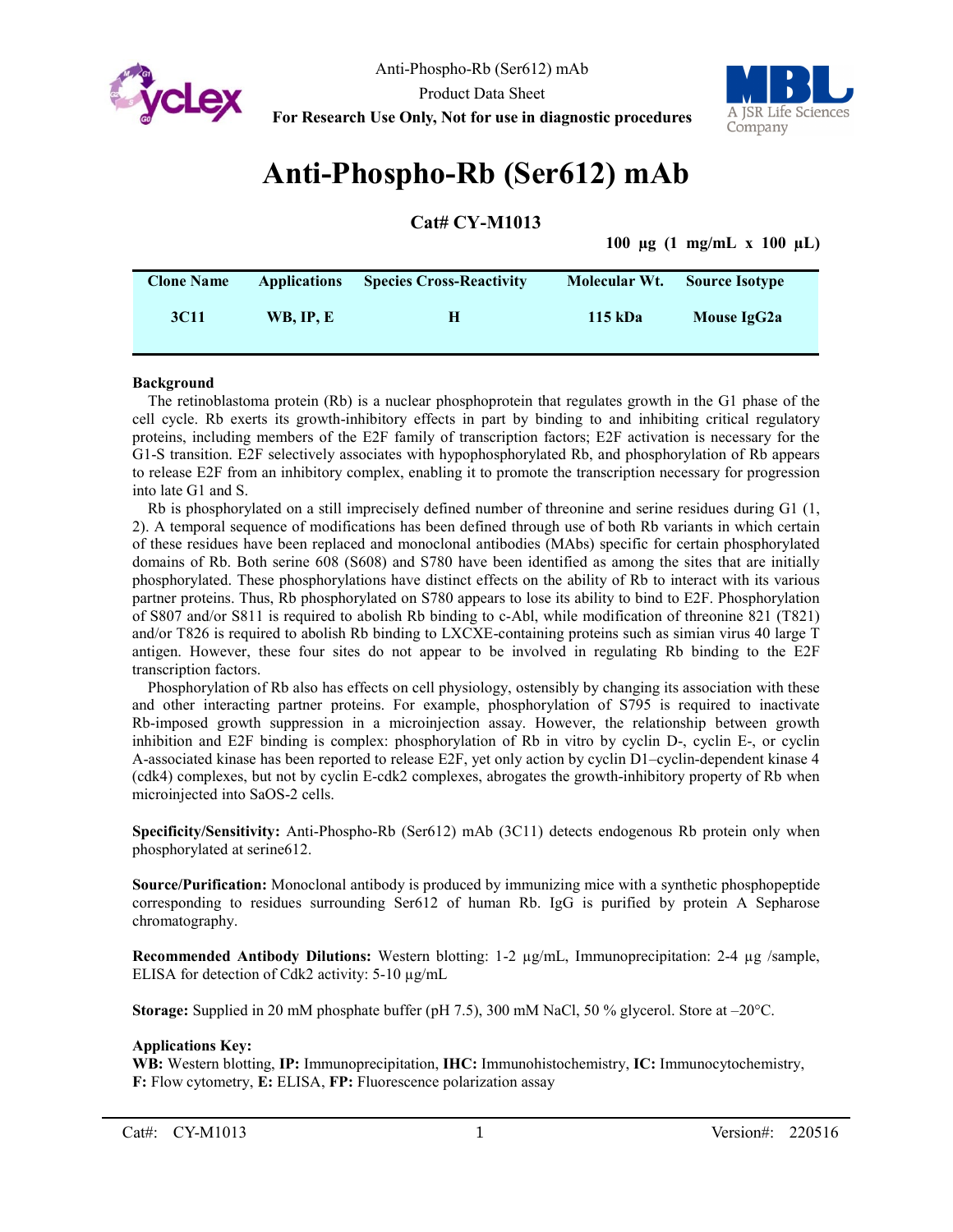Anti-Phospho-Rb (Ser612) mAb

Product Data Sheet

**For Research Use Only, Not for use in diagnostic procedures**

# Anti-Phospho-Rb (Ser612) mAb

## Cat# CY-M1013

**100 µg (1 mg/mL x 100 µL)**

| Clone Name | Applications | Species Cross-Reactivity | Molecular Wt. | Source Isotype |
|---|---|---|---|---|
| 3C11 | WB, IP, E | H | 115 kDa | Mouse IgG2a |

**Background**

The retinoblastoma protein (Rb) is a nuclear phosphoprotein that regulates growth in the G1 phase of the cell cycle. Rb exerts its growth-inhibitory effects in part by binding to and inhibiting critical regulatory proteins, including members of the E2F family of transcription factors; E2F activation is necessary for the G1-S transition. E2F selectively associates with hypophosphorylated Rb, and phosphorylation of Rb appears to release E2F from an inhibitory complex, enabling it to promote the transcription necessary for progression into late G1 and S.

Rb is phosphorylated on a still imprecisely defined number of threonine and serine residues during G1 (1, 2). A temporal sequence of modifications has been defined through use of both Rb variants in which certain of these residues have been replaced and monoclonal antibodies (MAbs) specific for certain phosphorylated domains of Rb. Both serine 608 (S608) and S780 have been identified as among the sites that are initially phosphorylated. These phosphorylations have distinct effects on the ability of Rb to interact with its various partner proteins. Thus, Rb phosphorylated on S780 appears to lose its ability to bind to E2F. Phosphorylation of S807 and/or S811 is required to abolish Rb binding to c-Abl, while modification of threonine 821 (T821) and/or T826 is required to abolish Rb binding to LXCXE-containing proteins such as simian virus 40 large T antigen. However, these four sites do not appear to be involved in regulating Rb binding to the E2F transcription factors.

Phosphorylation of Rb also has effects on cell physiology, ostensibly by changing its association with these and other interacting partner proteins. For example, phosphorylation of S795 is required to inactivate Rb-imposed growth suppression in a microinjection assay. However, the relationship between growth inhibition and E2F binding is complex: phosphorylation of Rb in vitro by cyclin D-, cyclin E-, or cyclin A-associated kinase has been reported to release E2F, yet only action by cyclin D1–cyclin-dependent kinase 4 (cdk4) complexes, but not by cyclin E-cdk2 complexes, abrogates the growth-inhibitory property of Rb when microinjected into SaOS-2 cells.

**Specificity/Sensitivity:** Anti-Phospho-Rb (Ser612) mAb (3C11) detects endogenous Rb protein only when phosphorylated at serine612.

**Source/Purification:** Monoclonal antibody is produced by immunizing mice with a synthetic phosphopeptide corresponding to residues surrounding Ser612 of human Rb. IgG is purified by protein A Sepharose chromatography.

**Recommended Antibody Dilutions:** Western blotting: 1-2 µg/mL, Immunoprecipitation: 2-4 µg /sample, ELISA for detection of Cdk2 activity: 5-10 µg/mL

**Storage:** Supplied in 20 mM phosphate buffer (pH 7.5), 300 mM NaCl, 50 % glycerol. Store at –20°C.

**Applications Key:**
**WB:** Western blotting, **IP:** Immunoprecipitation, **IHC:** Immunohistochemistry, **IC:** Immunocytochemistry, **F:** Flow cytometry, **E:** ELISA, **FP:** Fluorescence polarization assay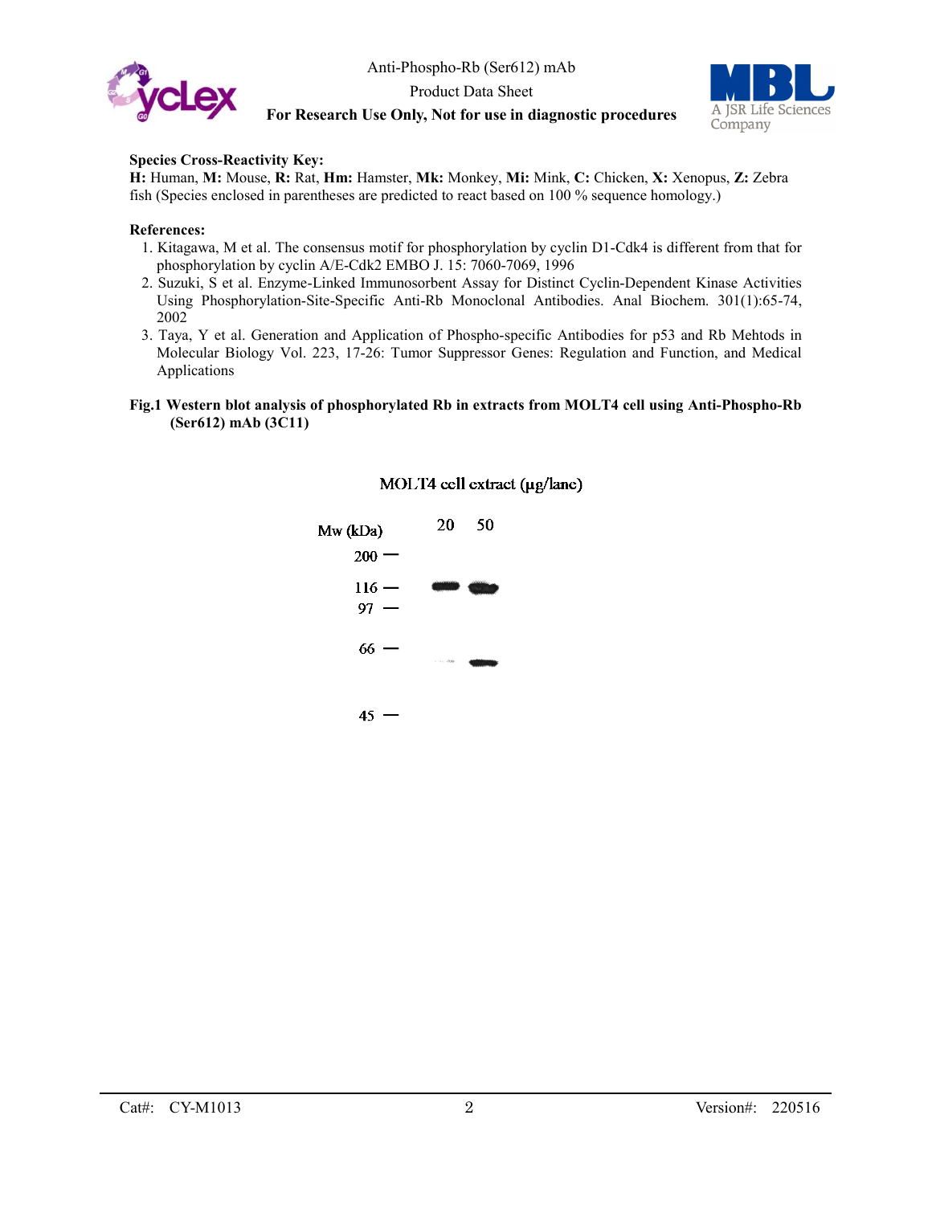**Species Cross-Reactivity Key:**
**H:** Human, **M:** Mouse, **R:** Rat, **Hm:** Hamster, **Mk:** Monkey, **Mi:** Mink, **C:** Chicken, **X:** Xenopus, **Z:** Zebra fish (Species enclosed in parentheses are predicted to react based on 100 % sequence homology.)

**References:**

1. Kitagawa, M et al. The consensus motif for phosphorylation by cyclin D1-Cdk4 is different from that for phosphorylation by cyclin A/E-Cdk2 EMBO J. 15: 7060-7069, 1996
2. Suzuki, S et al. Enzyme-Linked Immunosorbent Assay for Distinct Cyclin-Dependent Kinase Activities Using Phosphorylation-Site-Specific Anti-Rb Monoclonal Antibodies. Anal Biochem. 301(1):65-74, 2002
3. Taya, Y et al. Generation and Application of Phospho-specific Antibodies for p53 and Rb Mehtods in Molecular Biology Vol. 223, 17-26: Tumor Suppressor Genes: Regulation and Function, and Medical Applications

**Fig.1 Western blot analysis of phosphorylated Rb in extracts from MOLT4 cell using Anti-Phospho-Rb (Ser612) mAb (3C11)**

MOLT4 cell extract (μg/lane)

Mw (kDa): 200, 116, 97, 66, 45

Lanes: 20, 50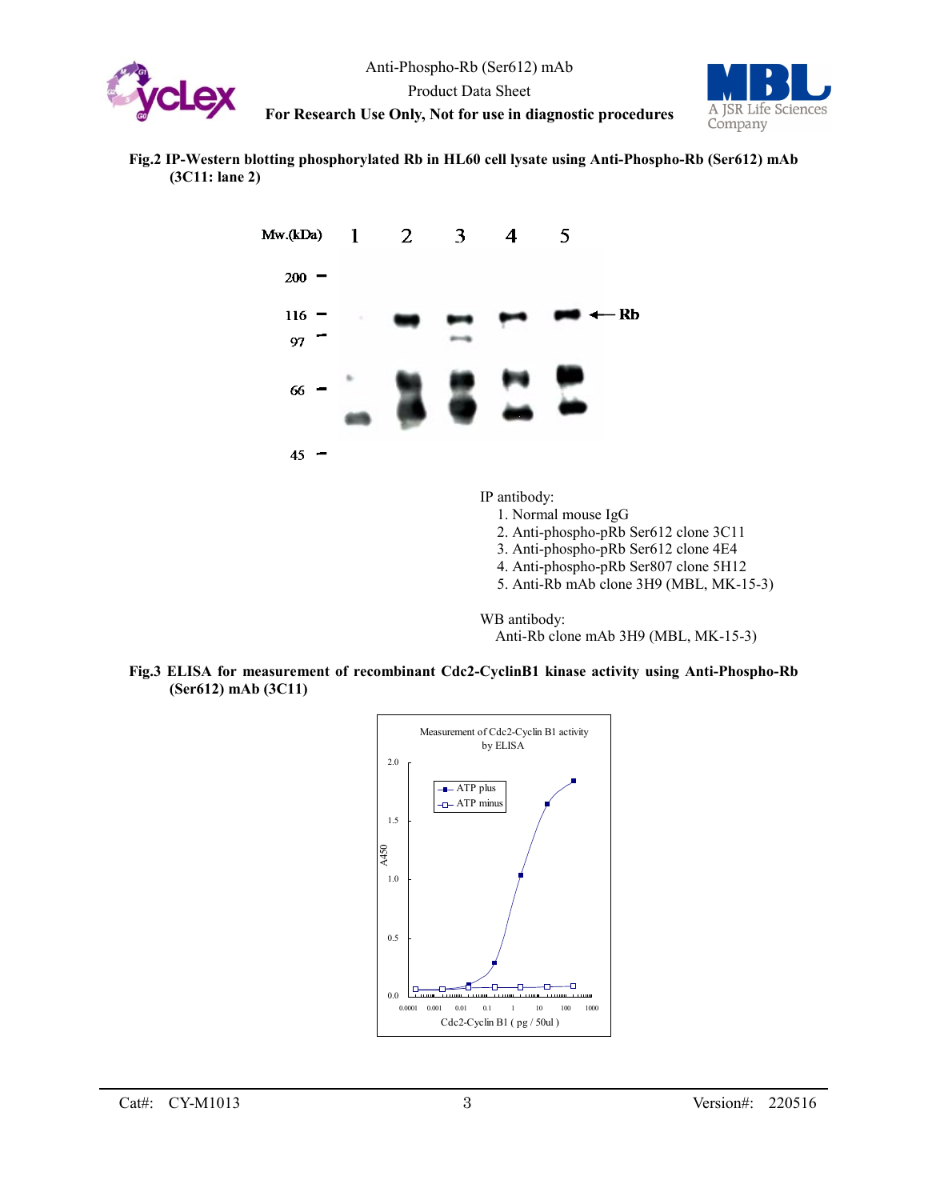**Fig.2 IP-Western blotting phosphorylated Rb in HL60 cell lysate using Anti-Phospho-Rb (Ser612) mAb (3C11: lane 2)**

IP antibody:

1. Normal mouse IgG
2. Anti-phospho-pRb Ser612 clone 3C11
3. Anti-phospho-pRb Ser612 clone 4E4
4. Anti-phospho-pRb Ser807 clone 5H12
5. Anti-Rb mAb clone 3H9 (MBL, MK-15-3)

WB antibody:

Anti-Rb clone mAb 3H9 (MBL, MK-15-3)

**Fig.3 ELISA for measurement of recombinant Cdc2-CyclinB1 kinase activity using Anti-Phospho-Rb (Ser612) mAb (3C11)**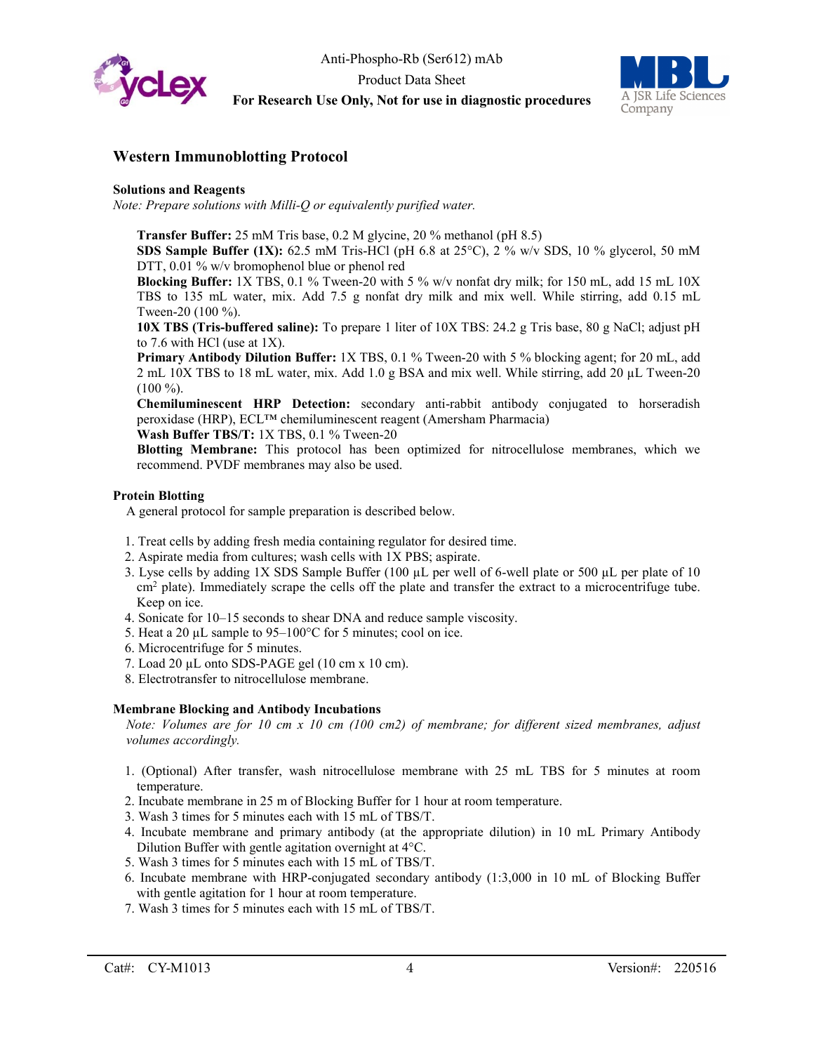## Western Immunoblotting Protocol

### Solutions and Reagents

*Note: Prepare solutions with Milli-Q or equivalently purified water.*

**Transfer Buffer:** 25 mM Tris base, 0.2 M glycine, 20 % methanol (pH 8.5)
**SDS Sample Buffer (1X):** 62.5 mM Tris-HCl (pH 6.8 at 25°C), 2 % w/v SDS, 10 % glycerol, 50 mM DTT, 0.01 % w/v bromophenol blue or phenol red
**Blocking Buffer:** 1X TBS, 0.1 % Tween-20 with 5 % w/v nonfat dry milk; for 150 mL, add 15 mL 10X TBS to 135 mL water, mix. Add 7.5 g nonfat dry milk and mix well. While stirring, add 0.15 mL Tween-20 (100 %).
**10X TBS (Tris-buffered saline):** To prepare 1 liter of 10X TBS: 24.2 g Tris base, 80 g NaCl; adjust pH to 7.6 with HCl (use at 1X).
**Primary Antibody Dilution Buffer:** 1X TBS, 0.1 % Tween-20 with 5 % blocking agent; for 20 mL, add 2 mL 10X TBS to 18 mL water, mix. Add 1.0 g BSA and mix well. While stirring, add 20 µL Tween-20 (100 %).
**Chemiluminescent HRP Detection:** secondary anti-rabbit antibody conjugated to horseradish peroxidase (HRP), ECL™ chemiluminescent reagent (Amersham Pharmacia)
**Wash Buffer TBS/T:** 1X TBS, 0.1 % Tween-20
**Blotting Membrane:** This protocol has been optimized for nitrocellulose membranes, which we recommend. PVDF membranes may also be used.

### Protein Blotting

A general protocol for sample preparation is described below.

1. Treat cells by adding fresh media containing regulator for desired time.
2. Aspirate media from cultures; wash cells with 1X PBS; aspirate.
3. Lyse cells by adding 1X SDS Sample Buffer (100 µL per well of 6-well plate or 500 µL per plate of 10 cm$^2$ plate). Immediately scrape the cells off the plate and transfer the extract to a microcentrifuge tube. Keep on ice.
4. Sonicate for 10–15 seconds to shear DNA and reduce sample viscosity.
5. Heat a 20 µL sample to 95–100°C for 5 minutes; cool on ice.
6. Microcentrifuge for 5 minutes.
7. Load 20 µL onto SDS-PAGE gel (10 cm x 10 cm).
8. Electrotransfer to nitrocellulose membrane.

### Membrane Blocking and Antibody Incubations

*Note: Volumes are for 10 cm x 10 cm (100 cm2) of membrane; for different sized membranes, adjust volumes accordingly.*

1. (Optional) After transfer, wash nitrocellulose membrane with 25 mL TBS for 5 minutes at room temperature.
2. Incubate membrane in 25 m of Blocking Buffer for 1 hour at room temperature.
3. Wash 3 times for 5 minutes each with 15 mL of TBS/T.
4. Incubate membrane and primary antibody (at the appropriate dilution) in 10 mL Primary Antibody Dilution Buffer with gentle agitation overnight at 4°C.
5. Wash 3 times for 5 minutes each with 15 mL of TBS/T.
6. Incubate membrane with HRP-conjugated secondary antibody (1:3,000 in 10 mL of Blocking Buffer with gentle agitation for 1 hour at room temperature.
7. Wash 3 times for 5 minutes each with 15 mL of TBS/T.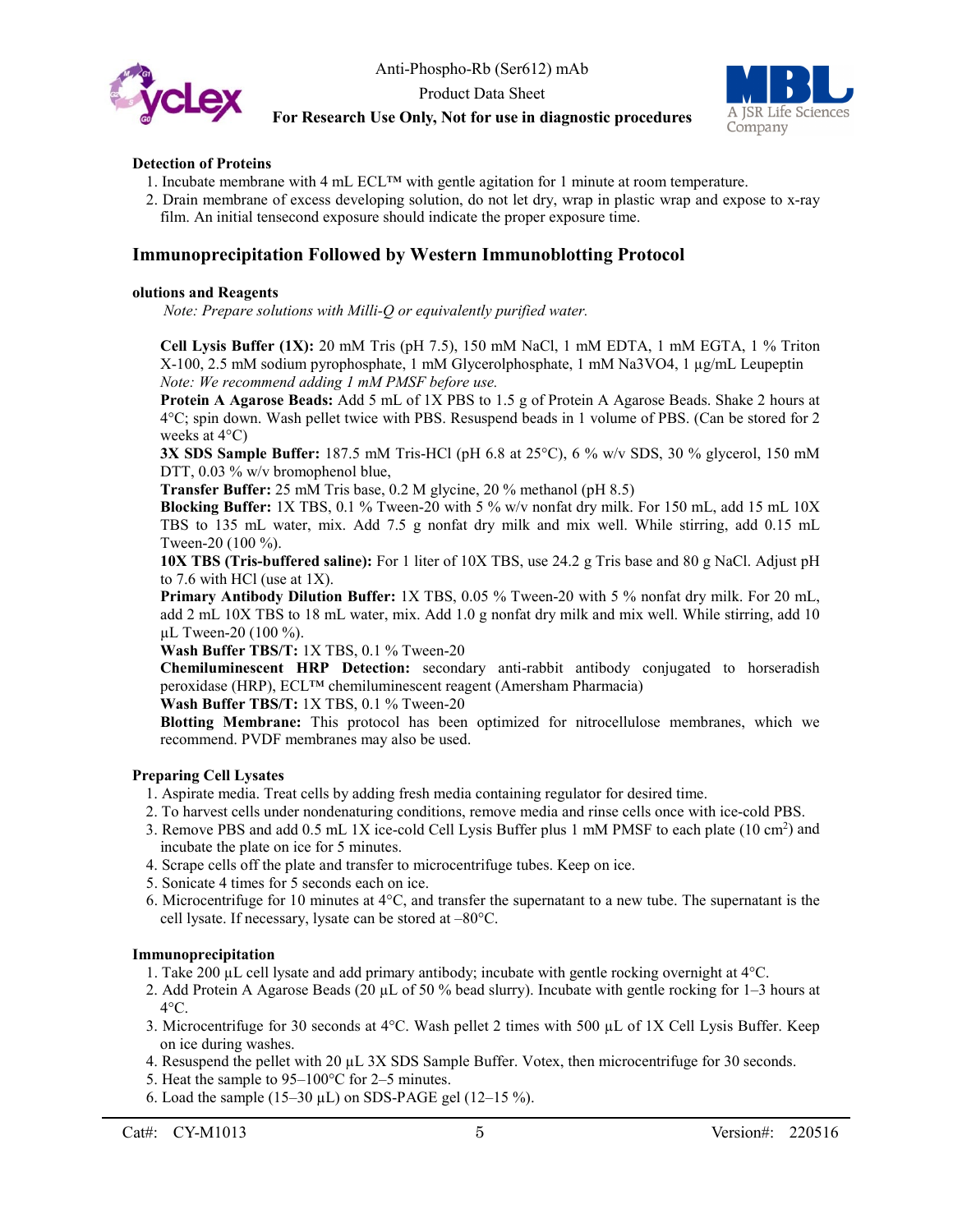### Detection of Proteins

1. Incubate membrane with 4 mL ECL™ with gentle agitation for 1 minute at room temperature.
2. Drain membrane of excess developing solution, do not let dry, wrap in plastic wrap and expose to x-ray film. An initial tensecond exposure should indicate the proper exposure time.

## Immunoprecipitation Followed by Western Immunoblotting Protocol

### olutions and Reagents

*Note: Prepare solutions with Milli-Q or equivalently purified water.*

**Cell Lysis Buffer (1X):** 20 mM Tris (pH 7.5), 150 mM NaCl, 1 mM EDTA, 1 mM EGTA, 1 % Triton X-100, 2.5 mM sodium pyrophosphate, 1 mM Glycerolphosphate, 1 mM Na3VO4, 1 µg/mL Leupeptin
*Note: We recommend adding 1 mM PMSF before use.*
**Protein A Agarose Beads:** Add 5 mL of 1X PBS to 1.5 g of Protein A Agarose Beads. Shake 2 hours at 4°C; spin down. Wash pellet twice with PBS. Resuspend beads in 1 volume of PBS. (Can be stored for 2 weeks at 4°C)
**3X SDS Sample Buffer:** 187.5 mM Tris-HCl (pH 6.8 at 25°C), 6 % w/v SDS, 30 % glycerol, 150 mM DTT, 0.03 % w/v bromophenol blue,
**Transfer Buffer:** 25 mM Tris base, 0.2 M glycine, 20 % methanol (pH 8.5)
**Blocking Buffer:** 1X TBS, 0.1 % Tween-20 with 5 % w/v nonfat dry milk. For 150 mL, add 15 mL 10X TBS to 135 mL water, mix. Add 7.5 g nonfat dry milk and mix well. While stirring, add 0.15 mL Tween-20 (100 %).
**10X TBS (Tris-buffered saline):** For 1 liter of 10X TBS, use 24.2 g Tris base and 80 g NaCl. Adjust pH to 7.6 with HCl (use at 1X).
**Primary Antibody Dilution Buffer:** 1X TBS, 0.05 % Tween-20 with 5 % nonfat dry milk. For 20 mL, add 2 mL 10X TBS to 18 mL water, mix. Add 1.0 g nonfat dry milk and mix well. While stirring, add 10 µL Tween-20 (100 %).
**Wash Buffer TBS/T:** 1X TBS, 0.1 % Tween-20
**Chemiluminescent HRP Detection:** secondary anti-rabbit antibody conjugated to horseradish peroxidase (HRP), ECL™ chemiluminescent reagent (Amersham Pharmacia)
**Wash Buffer TBS/T:** 1X TBS, 0.1 % Tween-20
**Blotting Membrane:** This protocol has been optimized for nitrocellulose membranes, which we recommend. PVDF membranes may also be used.

### Preparing Cell Lysates

1. Aspirate media. Treat cells by adding fresh media containing regulator for desired time.
2. To harvest cells under nondenaturing conditions, remove media and rinse cells once with ice-cold PBS.
3. Remove PBS and add 0.5 mL 1X ice-cold Cell Lysis Buffer plus 1 mM PMSF to each plate (10 $cm^2$) and incubate the plate on ice for 5 minutes.
4. Scrape cells off the plate and transfer to microcentrifuge tubes. Keep on ice.
5. Sonicate 4 times for 5 seconds each on ice.
6. Microcentrifuge for 10 minutes at 4°C, and transfer the supernatant to a new tube. The supernatant is the cell lysate. If necessary, lysate can be stored at –80°C.

### Immunoprecipitation

1. Take 200 µL cell lysate and add primary antibody; incubate with gentle rocking overnight at 4°C.
2. Add Protein A Agarose Beads (20 µL of 50 % bead slurry). Incubate with gentle rocking for 1–3 hours at 4°C.
3. Microcentrifuge for 30 seconds at 4°C. Wash pellet 2 times with 500 µL of 1X Cell Lysis Buffer. Keep on ice during washes.
4. Resuspend the pellet with 20 µL 3X SDS Sample Buffer. Votex, then microcentrifuge for 30 seconds.
5. Heat the sample to 95–100°C for 2–5 minutes.
6. Load the sample (15–30 µL) on SDS-PAGE gel (12–15 %).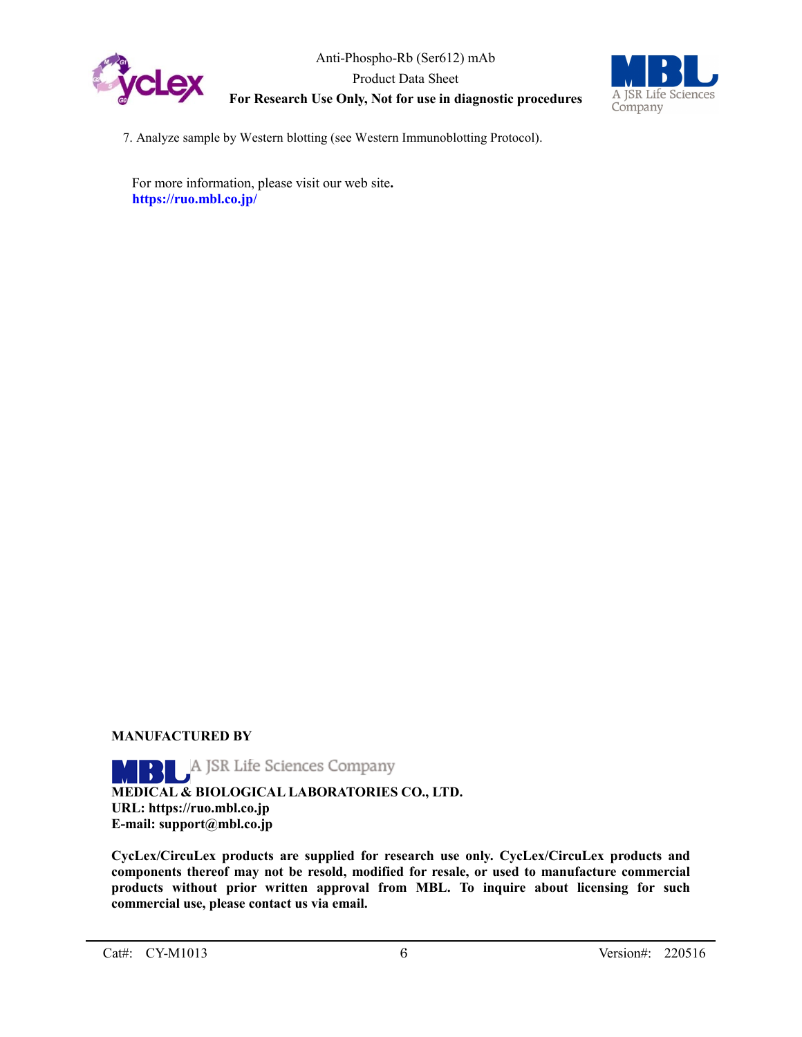7. Analyze sample by Western blotting (see Western Immunoblotting Protocol).

For more information, please visit our web site**.**
**https://ruo.mbl.co.jp/**

**MANUFACTURED BY**

A JSR Life Sciences Company
**MEDICAL & BIOLOGICAL LABORATORIES CO., LTD.**
**URL: https://ruo.mbl.co.jp**
**E-mail: support@mbl.co.jp**

**CycLex/CircuLex products are supplied for research use only. CycLex/CircuLex products and components thereof may not be resold, modified for resale, or used to manufacture commercial products without prior written approval from MBL. To inquire about licensing for such commercial use, please contact us via email.**